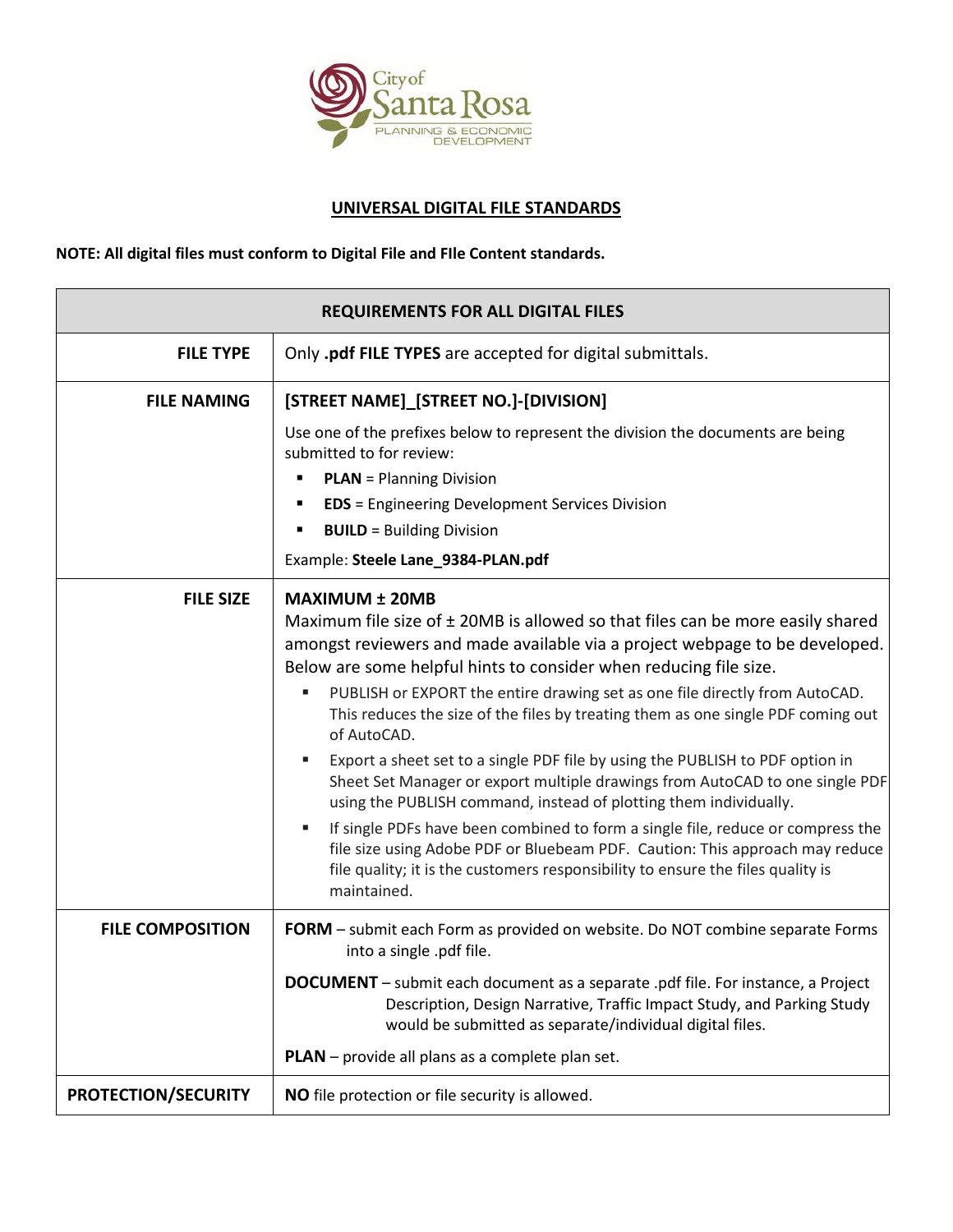City of Santa Rosa
PLANNING & ECONOMIC DEVELOPMENT

## UNIVERSAL DIGITAL FILE STANDARDS

**NOTE: All digital files must conform to Digital File and FIle Content standards.**

| REQUIREMENTS FOR ALL DIGITAL FILES | |
|---|---|
| **FILE TYPE** | Only **.pdf FILE TYPES** are accepted for digital submittals. |
| **FILE NAMING** | **[STREET NAME]_[STREET NO.]-[DIVISION]**<br>Use one of the prefixes below to represent the division the documents are being submitted to for review:<br>▪ **PLAN** = Planning Division<br>▪ **EDS** = Engineering Development Services Division<br>▪ **BUILD** = Building Division<br>Example: **Steele Lane_9384-PLAN.pdf** |
| **FILE SIZE** | **MAXIMUM ± 20MB**<br>Maximum file size of ± 20MB is allowed so that files can be more easily shared amongst reviewers and made available via a project webpage to be developed. Below are some helpful hints to consider when reducing file size.<br>▪ PUBLISH or EXPORT the entire drawing set as one file directly from AutoCAD. This reduces the size of the files by treating them as one single PDF coming out of AutoCAD.<br>▪ Export a sheet set to a single PDF file by using the PUBLISH to PDF option in Sheet Set Manager or export multiple drawings from AutoCAD to one single PDF using the PUBLISH command, instead of plotting them individually.<br>▪ If single PDFs have been combined to form a single file, reduce or compress the file size using Adobe PDF or Bluebeam PDF. Caution: This approach may reduce file quality; it is the customers responsibility to ensure the files quality is maintained. |
| **FILE COMPOSITION** | **FORM** – submit each Form as provided on website. Do NOT combine separate Forms into a single .pdf file.<br>**DOCUMENT** – submit each document as a separate .pdf file. For instance, a Project Description, Design Narrative, Traffic Impact Study, and Parking Study would be submitted as separate/individual digital files.<br>**PLAN** – provide all plans as a complete plan set. |
| **PROTECTION/SECURITY** | **NO** file protection or file security is allowed. |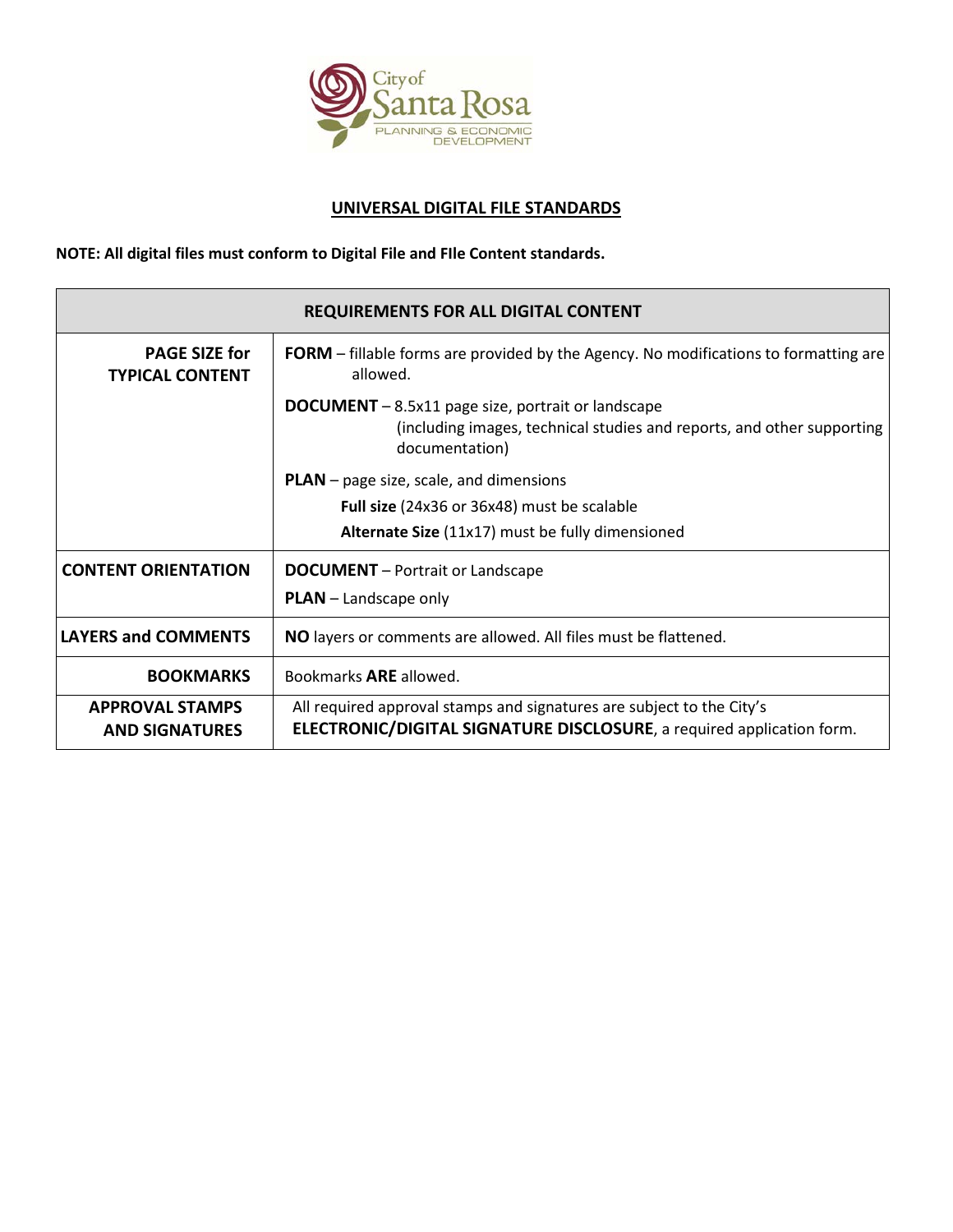City of Santa Rosa
PLANNING & ECONOMIC DEVELOPMENT

## UNIVERSAL DIGITAL FILE STANDARDS

**NOTE: All digital files must conform to Digital File and FIle Content standards.**

| REQUIREMENTS FOR ALL DIGITAL CONTENT | |
|---|---|
| **PAGE SIZE for TYPICAL CONTENT** | **FORM** – fillable forms are provided by the Agency. No modifications to formatting are allowed.<br><br>**DOCUMENT** – 8.5x11 page size, portrait or landscape (including images, technical studies and reports, and other supporting documentation)<br><br>**PLAN** – page size, scale, and dimensions<br>**Full size** (24x36 or 36x48) must be scalable<br>**Alternate Size** (11x17) must be fully dimensioned |
| **CONTENT ORIENTATION** | **DOCUMENT** – Portrait or Landscape<br>**PLAN** – Landscape only |
| **LAYERS and COMMENTS** | **NO** layers or comments are allowed. All files must be flattened. |
| **BOOKMARKS** | Bookmarks **ARE** allowed. |
| **APPROVAL STAMPS AND SIGNATURES** | All required approval stamps and signatures are subject to the City's **ELECTRONIC/DIGITAL SIGNATURE DISCLOSURE**, a required application form. |